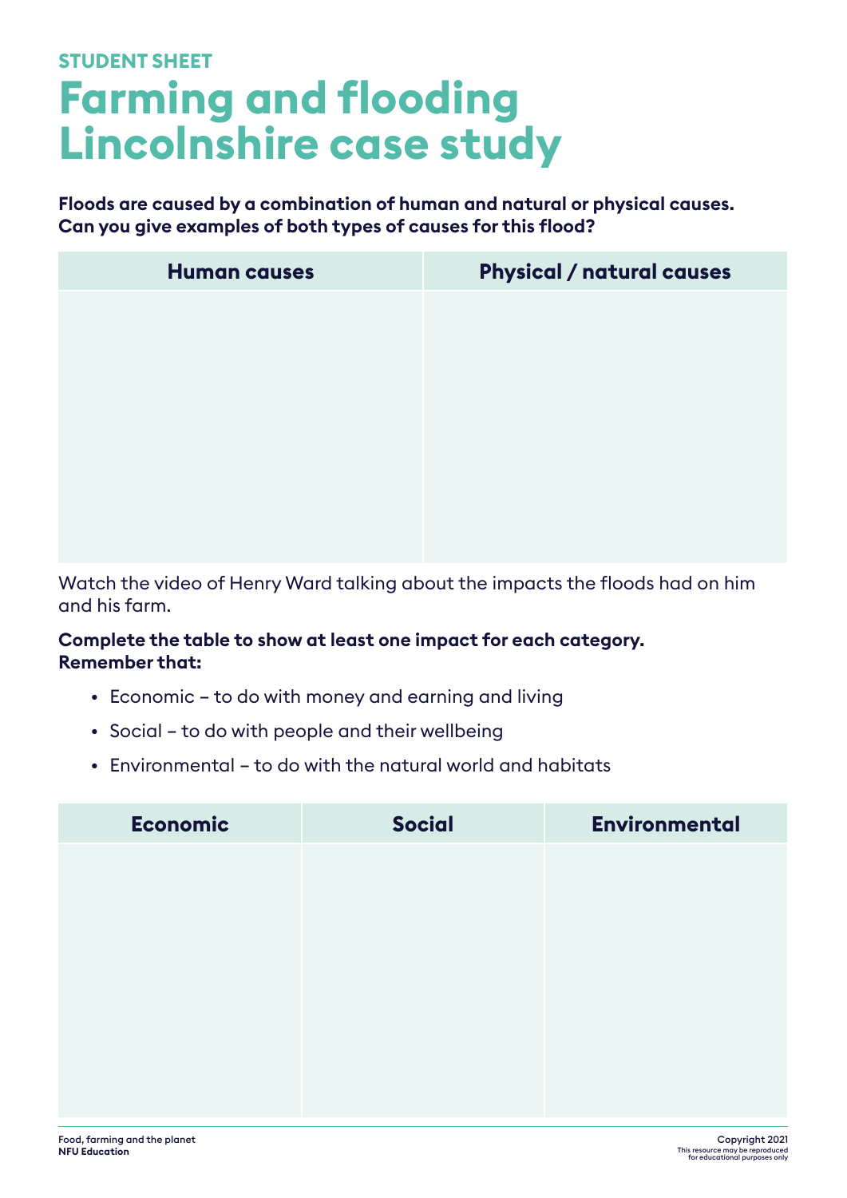STUDENT SHEET

# Farming and flooding Lincolnshire case study

**Floods are caused by a combination of human and natural or physical causes. Can you give examples of both types of causes for this flood?**

| Human causes | Physical / natural causes |
| --- | --- |
| | |

Watch the video of Henry Ward talking about the impacts the floods had on him and his farm.

**Complete the table to show at least one impact for each category. Remember that:**

- Economic – to do with money and earning and living
- Social – to do with people and their wellbeing
- Environmental – to do with the natural world and habitats

| Economic | Social | Environmental |
| --- | --- | --- |
| | | |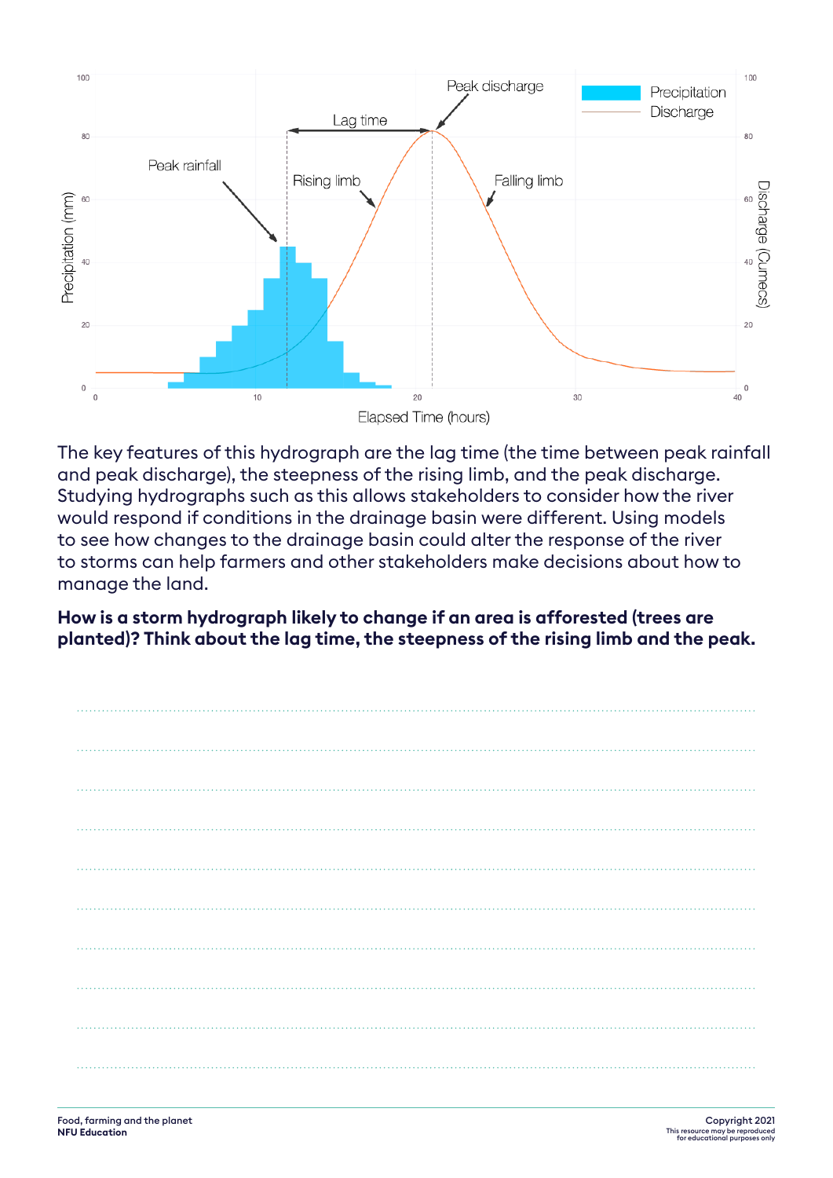100

80

60

40

20

0

Precipitation (mm)

0

10

20

30

40

Elapsed Time (hours)

100

80

60

40

20

0

Discharge (Cumecs)

Peak discharge

Lag time

Peak rainfall

Rising limb

Falling limb

Precipitation

Discharge

The key features of this hydrograph are the lag time (the time between peak rainfall and peak discharge), the steepness of the rising limb, and the peak discharge. Studying hydrographs such as this allows stakeholders to consider how the river would respond if conditions in the drainage basin were different. Using models to see how changes to the drainage basin could alter the response of the river to storms can help farmers and other stakeholders make decisions about how to manage the land.

**How is a storm hydrograph likely to change if an area is afforested (trees are planted)? Think about the lag time, the steepness of the rising limb and the peak.**

..........................................................................................................................................

..........................................................................................................................................

..........................................................................................................................................

..........................................................................................................................................

..........................................................................................................................................

..........................................................................................................................................

..........................................................................................................................................

..........................................................................................................................................

..........................................................................................................................................

..........................................................................................................................................

**Food, farming and the planet**
**NFU Education**

**Copyright 2021**
**This resource may be reproduced for educational purposes only**